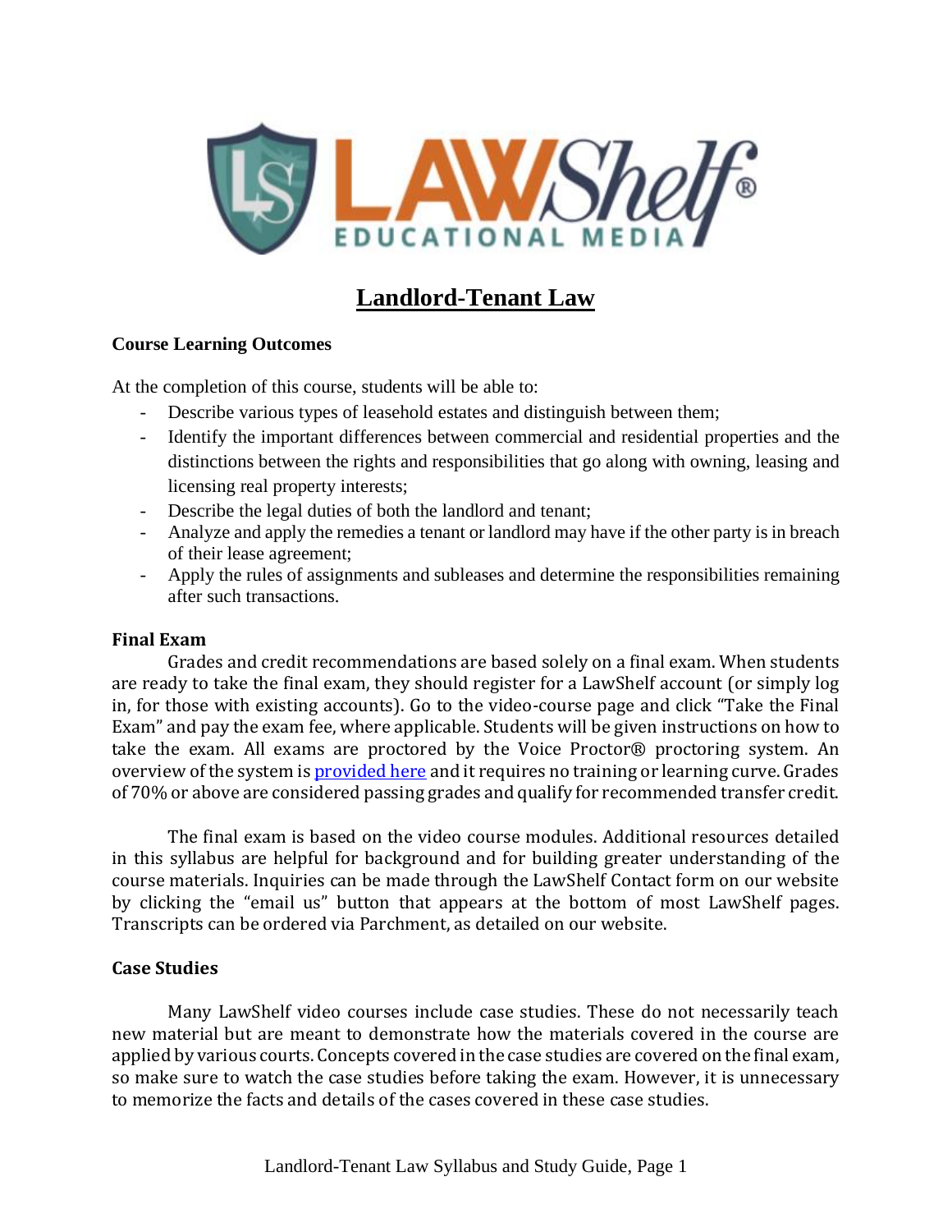# Landlord-Tenant Law

**Course Learning Outcomes**

At the completion of this course, students will be able to:

- Describe various types of leasehold estates and distinguish between them;
- Identify the important differences between commercial and residential properties and the distinctions between the rights and responsibilities that go along with owning, leasing and licensing real property interests;
- Describe the legal duties of both the landlord and tenant;
- Analyze and apply the remedies a tenant or landlord may have if the other party is in breach of their lease agreement;
- Apply the rules of assignments and subleases and determine the responsibilities remaining after such transactions.

**Final Exam**

Grades and credit recommendations are based solely on a final exam. When students are ready to take the final exam, they should register for a LawShelf account (or simply log in, for those with existing accounts). Go to the video-course page and click "Take the Final Exam" and pay the exam fee, where applicable. Students will be given instructions on how to take the exam. All exams are proctored by the Voice Proctor® proctoring system. An overview of the system is provided here and it requires no training or learning curve. Grades of 70% or above are considered passing grades and qualify for recommended transfer credit.

The final exam is based on the video course modules. Additional resources detailed in this syllabus are helpful for background and for building greater understanding of the course materials. Inquiries can be made through the LawShelf Contact form on our website by clicking the "email us" button that appears at the bottom of most LawShelf pages. Transcripts can be ordered via Parchment, as detailed on our website.

**Case Studies**

Many LawShelf video courses include case studies. These do not necessarily teach new material but are meant to demonstrate how the materials covered in the course are applied by various courts. Concepts covered in the case studies are covered on the final exam, so make sure to watch the case studies before taking the exam. However, it is unnecessary to memorize the facts and details of the cases covered in these case studies.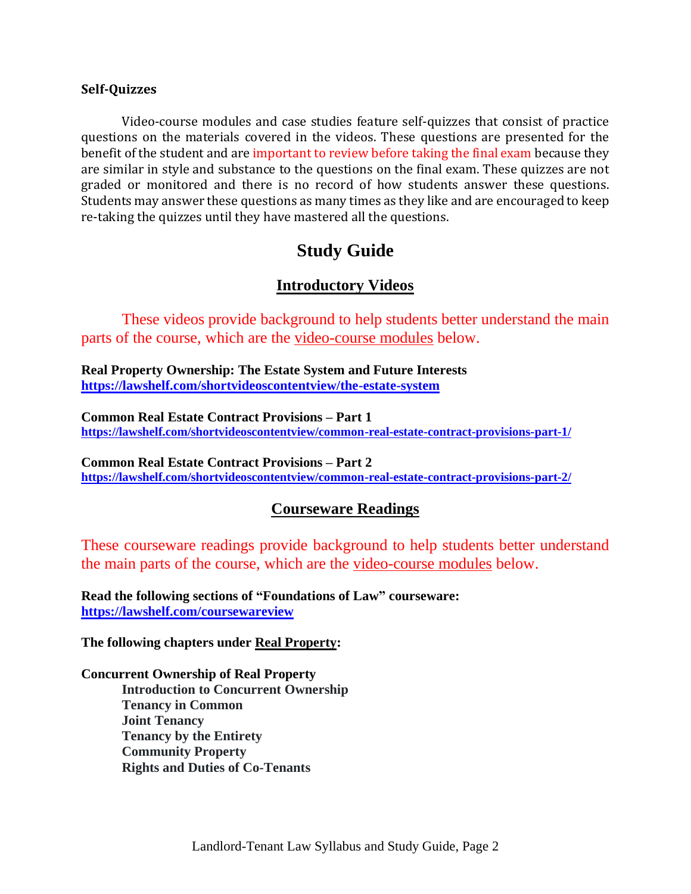**Self-Quizzes**

Video-course modules and case studies feature self-quizzes that consist of practice questions on the materials covered in the videos. These questions are presented for the benefit of the student and are important to review before taking the final exam because they are similar in style and substance to the questions on the final exam. These quizzes are not graded or monitored and there is no record of how students answer these questions. Students may answer these questions as many times as they like and are encouraged to keep re-taking the quizzes until they have mastered all the questions.

# Study Guide

## Introductory Videos

These videos provide background to help students better understand the main parts of the course, which are the video-course modules below.

**Real Property Ownership: The Estate System and Future Interests**
**https://lawshelf.com/shortvideoscontentview/the-estate-system**

**Common Real Estate Contract Provisions – Part 1**
**https://lawshelf.com/shortvideoscontentview/common-real-estate-contract-provisions-part-1/**

**Common Real Estate Contract Provisions – Part 2**
**https://lawshelf.com/shortvideoscontentview/common-real-estate-contract-provisions-part-2/**

## Courseware Readings

These courseware readings provide background to help students better understand the main parts of the course, which are the video-course modules below.

**Read the following sections of "Foundations of Law" courseware:**
**https://lawshelf.com/coursewareview**

**The following chapters under Real Property:**

**Concurrent Ownership of Real Property**
- **Introduction to Concurrent Ownership**
- **Tenancy in Common**
- **Joint Tenancy**
- **Tenancy by the Entirety**
- **Community Property**
- **Rights and Duties of Co-Tenants**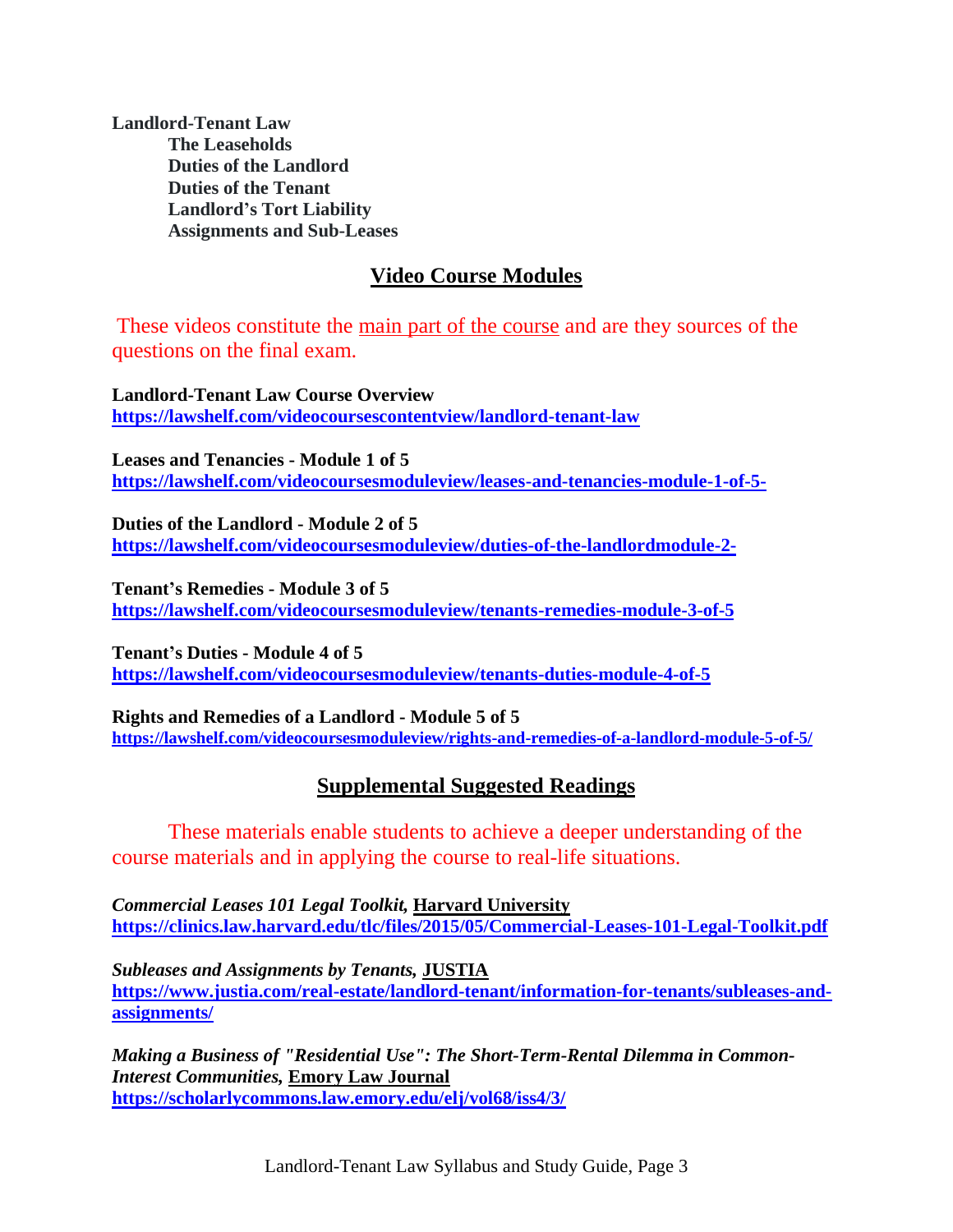**Landlord-Tenant Law**

- **The Leaseholds**
- **Duties of the Landlord**
- **Duties of the Tenant**
- **Landlord's Tort Liability**
- **Assignments and Sub-Leases**

## Video Course Modules

These videos constitute the main part of the course and are they sources of the questions on the final exam.

**Landlord-Tenant Law Course Overview**
**https://lawshelf.com/videocoursescontentview/landlord-tenant-law**

**Leases and Tenancies - Module 1 of 5**
**https://lawshelf.com/videocoursesmoduleview/leases-and-tenancies-module-1-of-5-**

**Duties of the Landlord - Module 2 of 5**
**https://lawshelf.com/videocoursesmoduleview/duties-of-the-landlordmodule-2-**

**Tenant's Remedies - Module 3 of 5**
**https://lawshelf.com/videocoursesmoduleview/tenants-remedies-module-3-of-5**

**Tenant's Duties - Module 4 of 5**
**https://lawshelf.com/videocoursesmoduleview/tenants-duties-module-4-of-5**

**Rights and Remedies of a Landlord - Module 5 of 5**
**https://lawshelf.com/videocoursesmoduleview/rights-and-remedies-of-a-landlord-module-5-of-5/**

## Supplemental Suggested Readings

These materials enable students to achieve a deeper understanding of the course materials and in applying the course to real-life situations.

***Commercial Leases 101 Legal Toolkit,*** **Harvard University**
**https://clinics.law.harvard.edu/tlc/files/2015/05/Commercial-Leases-101-Legal-Toolkit.pdf**

***Subleases and Assignments by Tenants,*** **JUSTIA**
**https://www.justia.com/real-estate/landlord-tenant/information-for-tenants/subleases-and-assignments/**

***Making a Business of "Residential Use": The Short-Term-Rental Dilemma in Common-Interest Communities,*** **Emory Law Journal**
**https://scholarlycommons.law.emory.edu/elj/vol68/iss4/3/**